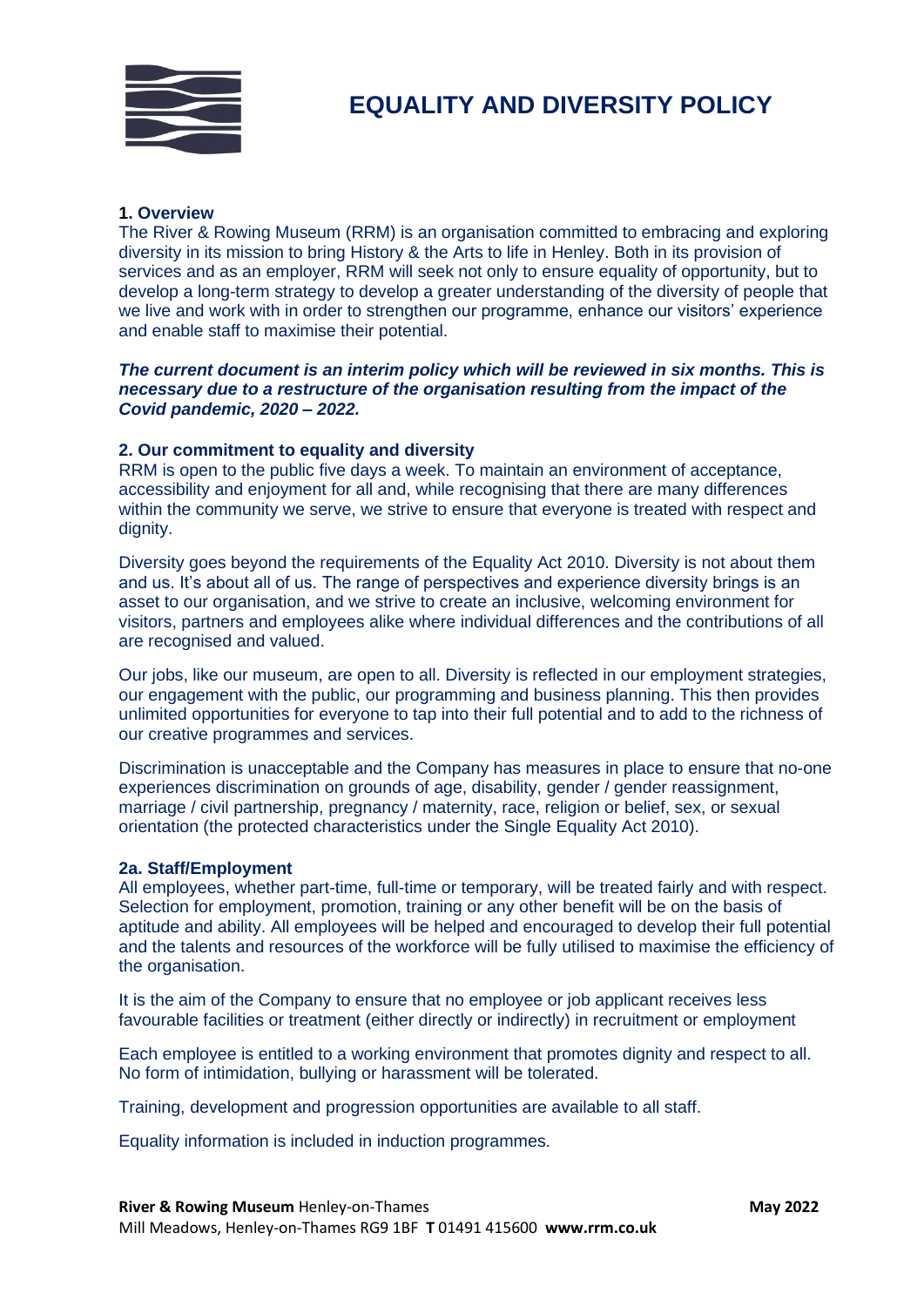# EQUALITY AND DIVERSITY POLICY

## 1. Overview

The River & Rowing Museum (RRM) is an organisation committed to embracing and exploring diversity in its mission to bring History & the Arts to life in Henley. Both in its provision of services and as an employer, RRM will seek not only to ensure equality of opportunity, but to develop a long-term strategy to develop a greater understanding of the diversity of people that we live and work with in order to strengthen our programme, enhance our visitors' experience and enable staff to maximise their potential.

***The current document is an interim policy which will be reviewed in six months. This is necessary due to a restructure of the organisation resulting from the impact of the Covid pandemic, 2020 – 2022.***

## 2. Our commitment to equality and diversity

RRM is open to the public five days a week. To maintain an environment of acceptance, accessibility and enjoyment for all and, while recognising that there are many differences within the community we serve, we strive to ensure that everyone is treated with respect and dignity.

Diversity goes beyond the requirements of the Equality Act 2010. Diversity is not about them and us. It's about all of us. The range of perspectives and experience diversity brings is an asset to our organisation, and we strive to create an inclusive, welcoming environment for visitors, partners and employees alike where individual differences and the contributions of all are recognised and valued.

Our jobs, like our museum, are open to all. Diversity is reflected in our employment strategies, our engagement with the public, our programming and business planning. This then provides unlimited opportunities for everyone to tap into their full potential and to add to the richness of our creative programmes and services.

Discrimination is unacceptable and the Company has measures in place to ensure that no-one experiences discrimination on grounds of age, disability, gender / gender reassignment, marriage / civil partnership, pregnancy / maternity, race, religion or belief, sex, or sexual orientation (the protected characteristics under the Single Equality Act 2010).

### 2a. Staff/Employment

All employees, whether part-time, full-time or temporary, will be treated fairly and with respect. Selection for employment, promotion, training or any other benefit will be on the basis of aptitude and ability. All employees will be helped and encouraged to develop their full potential and the talents and resources of the workforce will be fully utilised to maximise the efficiency of the organisation.

It is the aim of the Company to ensure that no employee or job applicant receives less favourable facilities or treatment (either directly or indirectly) in recruitment or employment

Each employee is entitled to a working environment that promotes dignity and respect to all. No form of intimidation, bullying or harassment will be tolerated.

Training, development and progression opportunities are available to all staff.

Equality information is included in induction programmes.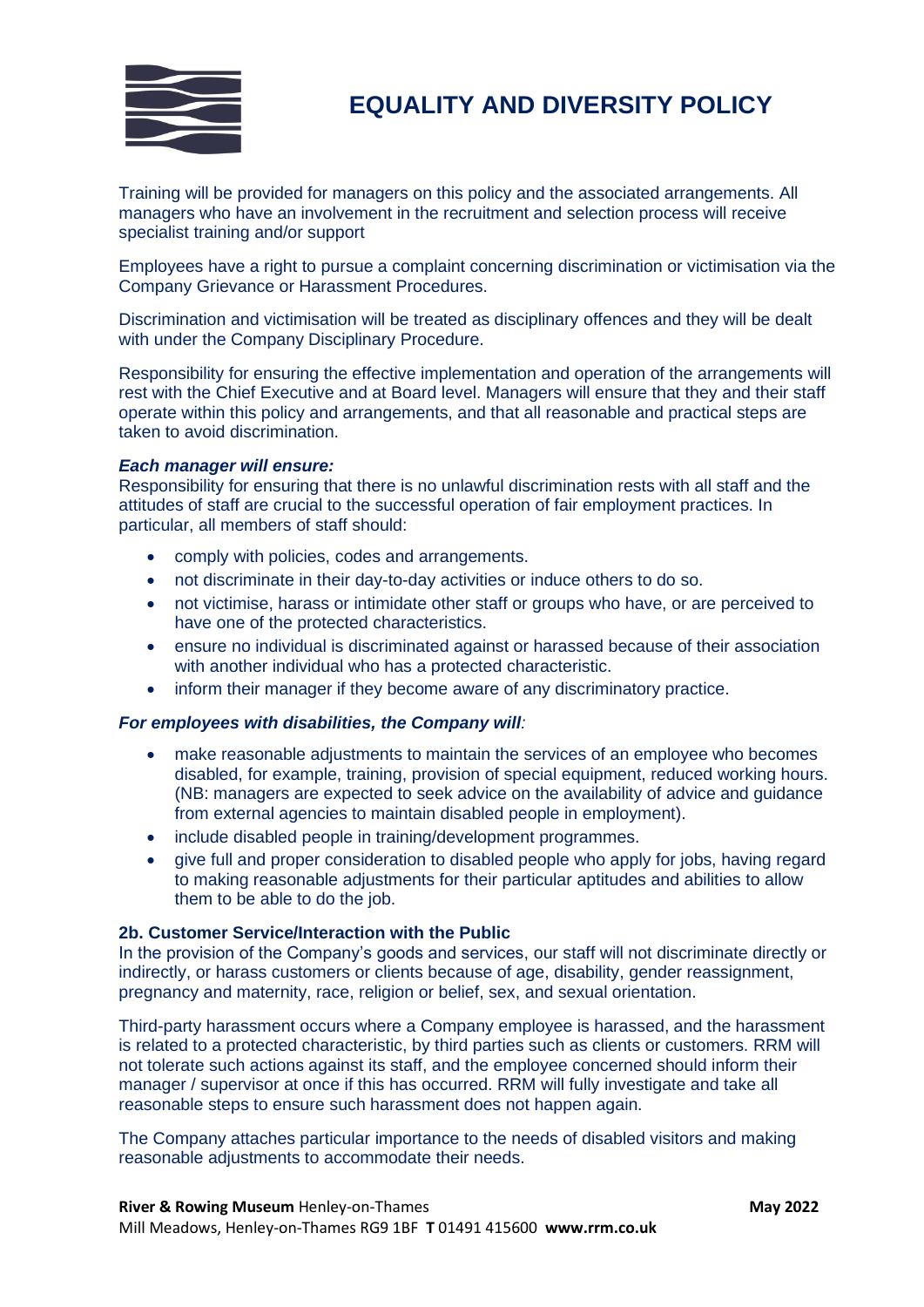Training will be provided for managers on this policy and the associated arrangements. All managers who have an involvement in the recruitment and selection process will receive specialist training and/or support

Employees have a right to pursue a complaint concerning discrimination or victimisation via the Company Grievance or Harassment Procedures.

Discrimination and victimisation will be treated as disciplinary offences and they will be dealt with under the Company Disciplinary Procedure.

Responsibility for ensuring the effective implementation and operation of the arrangements will rest with the Chief Executive and at Board level. Managers will ensure that they and their staff operate within this policy and arrangements, and that all reasonable and practical steps are taken to avoid discrimination.

***Each manager will ensure:***
Responsibility for ensuring that there is no unlawful discrimination rests with all staff and the attitudes of staff are crucial to the successful operation of fair employment practices. In particular, all members of staff should:

- comply with policies, codes and arrangements.
- not discriminate in their day-to-day activities or induce others to do so.
- not victimise, harass or intimidate other staff or groups who have, or are perceived to have one of the protected characteristics.
- ensure no individual is discriminated against or harassed because of their association with another individual who has a protected characteristic.
- inform their manager if they become aware of any discriminatory practice.

***For employees with disabilities, the Company will:***

- make reasonable adjustments to maintain the services of an employee who becomes disabled, for example, training, provision of special equipment, reduced working hours. (NB: managers are expected to seek advice on the availability of advice and guidance from external agencies to maintain disabled people in employment).
- include disabled people in training/development programmes.
- give full and proper consideration to disabled people who apply for jobs, having regard to making reasonable adjustments for their particular aptitudes and abilities to allow them to be able to do the job.

**2b. Customer Service/Interaction with the Public**
In the provision of the Company's goods and services, our staff will not discriminate directly or indirectly, or harass customers or clients because of age, disability, gender reassignment, pregnancy and maternity, race, religion or belief, sex, and sexual orientation.

Third-party harassment occurs where a Company employee is harassed, and the harassment is related to a protected characteristic, by third parties such as clients or customers. RRM will not tolerate such actions against its staff, and the employee concerned should inform their manager / supervisor at once if this has occurred. RRM will fully investigate and take all reasonable steps to ensure such harassment does not happen again.

The Company attaches particular importance to the needs of disabled visitors and making reasonable adjustments to accommodate their needs.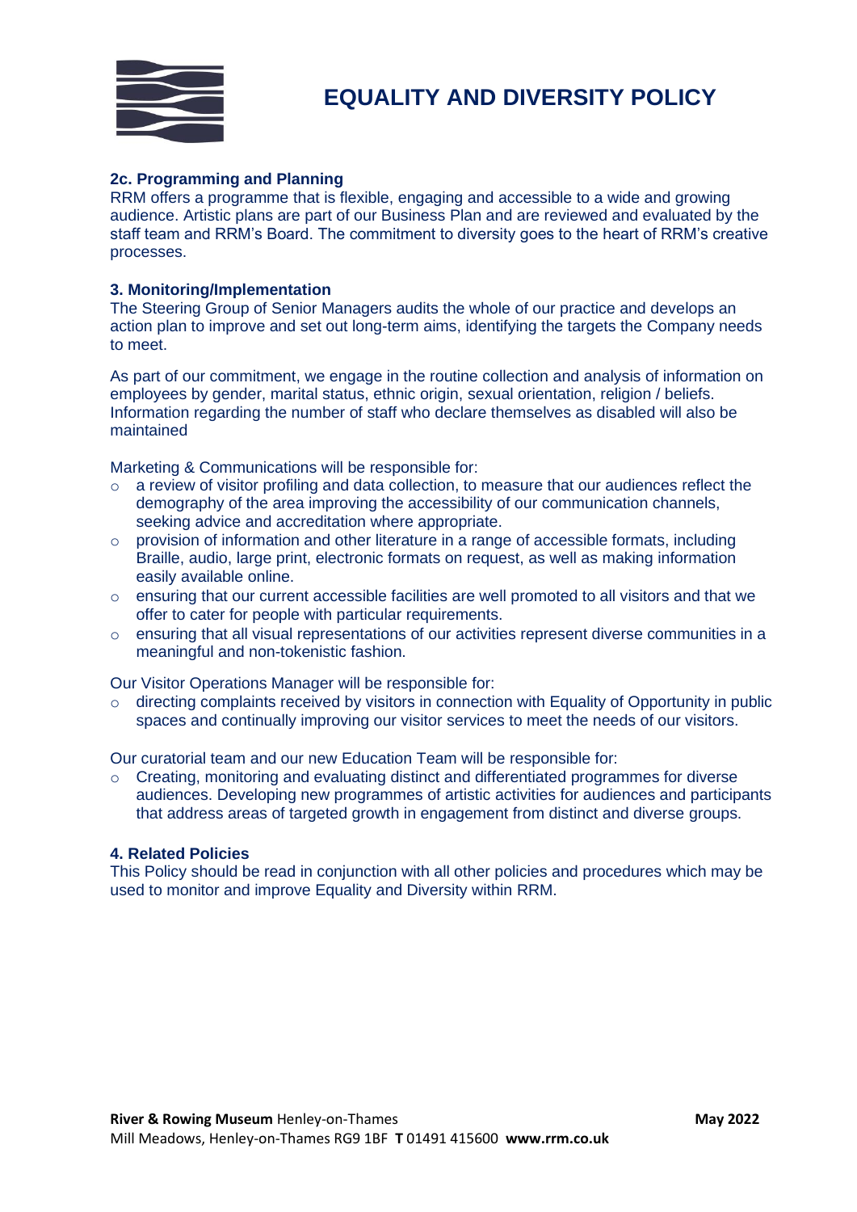#### 2c. Programming and Planning

RRM offers a programme that is flexible, engaging and accessible to a wide and growing audience. Artistic plans are part of our Business Plan and are reviewed and evaluated by the staff team and RRM's Board. The commitment to diversity goes to the heart of RRM's creative processes.

#### 3. Monitoring/Implementation

The Steering Group of Senior Managers audits the whole of our practice and develops an action plan to improve and set out long-term aims, identifying the targets the Company needs to meet.

As part of our commitment, we engage in the routine collection and analysis of information on employees by gender, marital status, ethnic origin, sexual orientation, religion / beliefs. Information regarding the number of staff who declare themselves as disabled will also be maintained

Marketing & Communications will be responsible for:

- a review of visitor profiling and data collection, to measure that our audiences reflect the demography of the area improving the accessibility of our communication channels, seeking advice and accreditation where appropriate.
- provision of information and other literature in a range of accessible formats, including Braille, audio, large print, electronic formats on request, as well as making information easily available online.
- ensuring that our current accessible facilities are well promoted to all visitors and that we offer to cater for people with particular requirements.
- ensuring that all visual representations of our activities represent diverse communities in a meaningful and non-tokenistic fashion.

Our Visitor Operations Manager will be responsible for:

- directing complaints received by visitors in connection with Equality of Opportunity in public spaces and continually improving our visitor services to meet the needs of our visitors.

Our curatorial team and our new Education Team will be responsible for:

- Creating, monitoring and evaluating distinct and differentiated programmes for diverse audiences. Developing new programmes of artistic activities for audiences and participants that address areas of targeted growth in engagement from distinct and diverse groups.

#### 4. Related Policies

This Policy should be read in conjunction with all other policies and procedures which may be used to monitor and improve Equality and Diversity within RRM.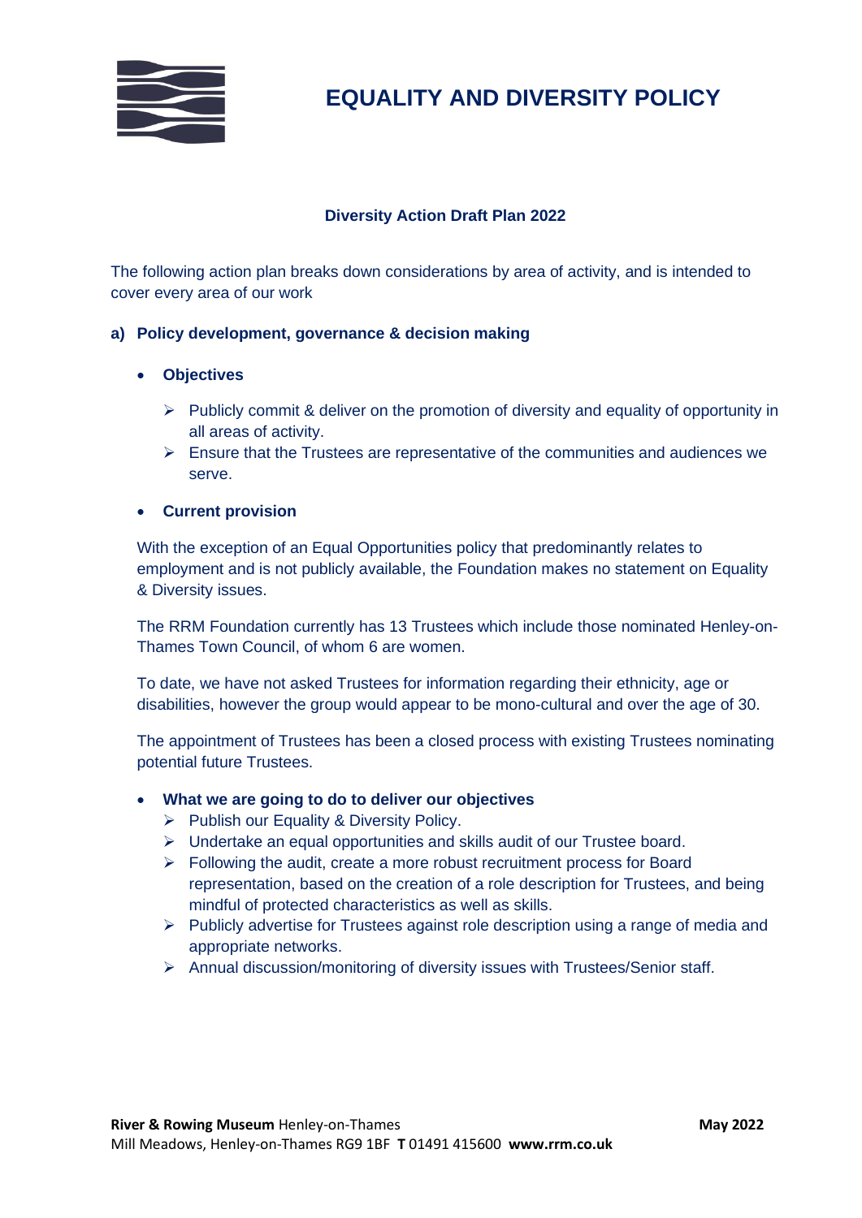# EQUALITY AND DIVERSITY POLICY

### Diversity Action Draft Plan 2022

The following action plan breaks down considerations by area of activity, and is intended to cover every area of our work

**a) Policy development, governance & decision making**

- **Objectives**
  - Publicly commit & deliver on the promotion of diversity and equality of opportunity in all areas of activity.
  - Ensure that the Trustees are representative of the communities and audiences we serve.

- **Current provision**

  With the exception of an Equal Opportunities policy that predominantly relates to employment and is not publicly available, the Foundation makes no statement on Equality & Diversity issues.

  The RRM Foundation currently has 13 Trustees which include those nominated Henley-on-Thames Town Council, of whom 6 are women.

  To date, we have not asked Trustees for information regarding their ethnicity, age or disabilities, however the group would appear to be mono-cultural and over the age of 30.

  The appointment of Trustees has been a closed process with existing Trustees nominating potential future Trustees.

- **What we are going to do to deliver our objectives**
  - Publish our Equality & Diversity Policy.
  - Undertake an equal opportunities and skills audit of our Trustee board.
  - Following the audit, create a more robust recruitment process for Board representation, based on the creation of a role description for Trustees, and being mindful of protected characteristics as well as skills.
  - Publicly advertise for Trustees against role description using a range of media and appropriate networks.
  - Annual discussion/monitoring of diversity issues with Trustees/Senior staff.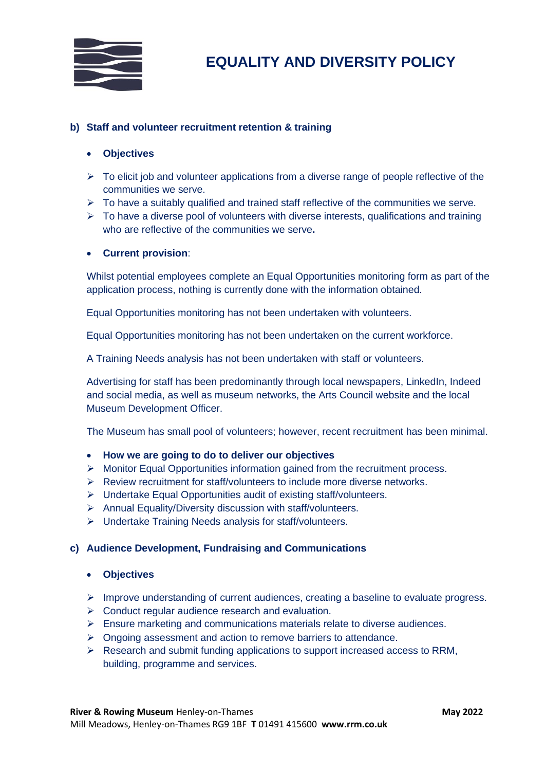### b) Staff and volunteer recruitment retention & training

- **Objectives**

- To elicit job and volunteer applications from a diverse range of people reflective of the communities we serve.
- To have a suitably qualified and trained staff reflective of the communities we serve.
- To have a diverse pool of volunteers with diverse interests, qualifications and training who are reflective of the communities we serve**.**

- **Current provision**:

Whilst potential employees complete an Equal Opportunities monitoring form as part of the application process, nothing is currently done with the information obtained.

Equal Opportunities monitoring has not been undertaken with volunteers.

Equal Opportunities monitoring has not been undertaken on the current workforce.

A Training Needs analysis has not been undertaken with staff or volunteers.

Advertising for staff has been predominantly through local newspapers, LinkedIn, Indeed and social media, as well as museum networks, the Arts Council website and the local Museum Development Officer.

The Museum has small pool of volunteers; however, recent recruitment has been minimal.

- **How we are going to do to deliver our objectives**
- Monitor Equal Opportunities information gained from the recruitment process.
- Review recruitment for staff/volunteers to include more diverse networks.
- Undertake Equal Opportunities audit of existing staff/volunteers.
- Annual Equality/Diversity discussion with staff/volunteers.
- Undertake Training Needs analysis for staff/volunteers.

### c) Audience Development, Fundraising and Communications

- **Objectives**

- Improve understanding of current audiences, creating a baseline to evaluate progress.
- Conduct regular audience research and evaluation.
- Ensure marketing and communications materials relate to diverse audiences.
- Ongoing assessment and action to remove barriers to attendance.
- Research and submit funding applications to support increased access to RRM, building, programme and services.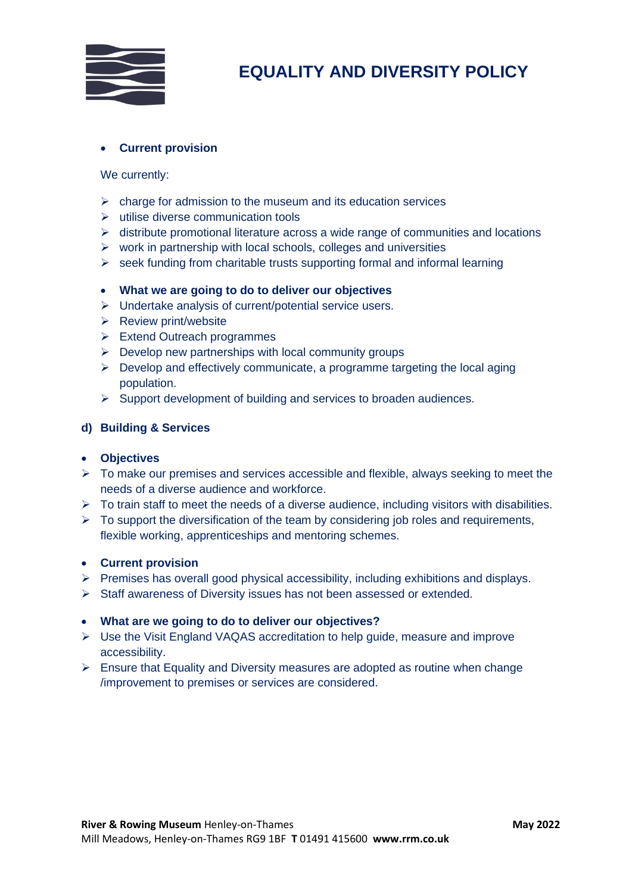- **Current provision**

We currently:

- charge for admission to the museum and its education services
- utilise diverse communication tools
- distribute promotional literature across a wide range of communities and locations
- work in partnership with local schools, colleges and universities
- seek funding from charitable trusts supporting formal and informal learning

- **What we are going to do to deliver our objectives**
  - Undertake analysis of current/potential service users.
  - Review print/website
  - Extend Outreach programmes
  - Develop new partnerships with local community groups
  - Develop and effectively communicate, a programme targeting the local aging population.
  - Support development of building and services to broaden audiences.

### d) Building & Services

- **Objectives**
  - To make our premises and services accessible and flexible, always seeking to meet the needs of a diverse audience and workforce.
  - To train staff to meet the needs of a diverse audience, including visitors with disabilities.
  - To support the diversification of the team by considering job roles and requirements, flexible working, apprenticeships and mentoring schemes.

- **Current provision**
  - Premises has overall good physical accessibility, including exhibitions and displays.
  - Staff awareness of Diversity issues has not been assessed or extended.

- **What are we going to do to deliver our objectives?**
  - Use the Visit England VAQAS accreditation to help guide, measure and improve accessibility.
  - Ensure that Equality and Diversity measures are adopted as routine when change /improvement to premises or services are considered.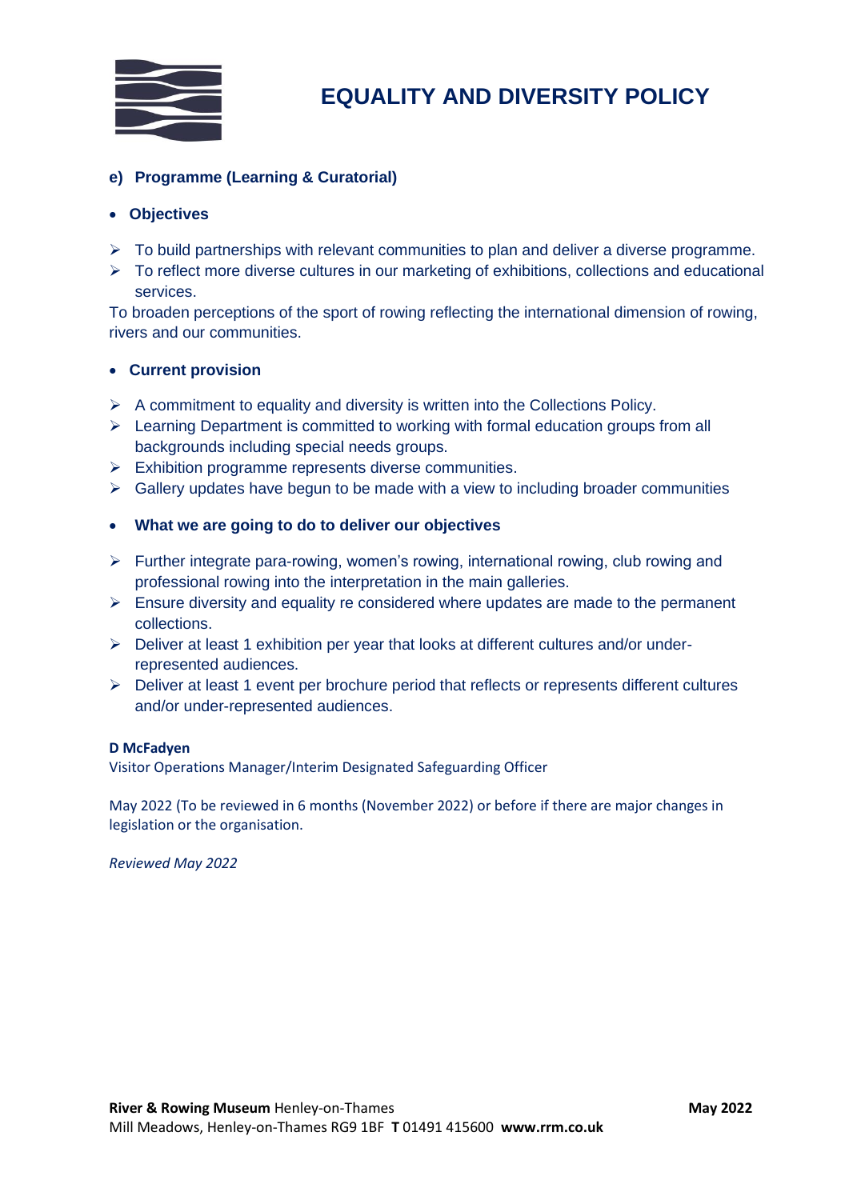# EQUALITY AND DIVERSITY POLICY

**e) Programme (Learning & Curatorial)**

- **Objectives**

- To build partnerships with relevant communities to plan and deliver a diverse programme.
- To reflect more diverse cultures in our marketing of exhibitions, collections and educational services.

To broaden perceptions of the sport of rowing reflecting the international dimension of rowing, rivers and our communities.

- **Current provision**

- A commitment to equality and diversity is written into the Collections Policy.
- Learning Department is committed to working with formal education groups from all backgrounds including special needs groups.
- Exhibition programme represents diverse communities.
- Gallery updates have begun to be made with a view to including broader communities

- **What we are going to do to deliver our objectives**

- Further integrate para-rowing, women's rowing, international rowing, club rowing and professional rowing into the interpretation in the main galleries.
- Ensure diversity and equality re considered where updates are made to the permanent collections.
- Deliver at least 1 exhibition per year that looks at different cultures and/or under-represented audiences.
- Deliver at least 1 event per brochure period that reflects or represents different cultures and/or under-represented audiences.

**D McFadyen**
Visitor Operations Manager/Interim Designated Safeguarding Officer

May 2022 (To be reviewed in 6 months (November 2022) or before if there are major changes in legislation or the organisation.

*Reviewed May 2022*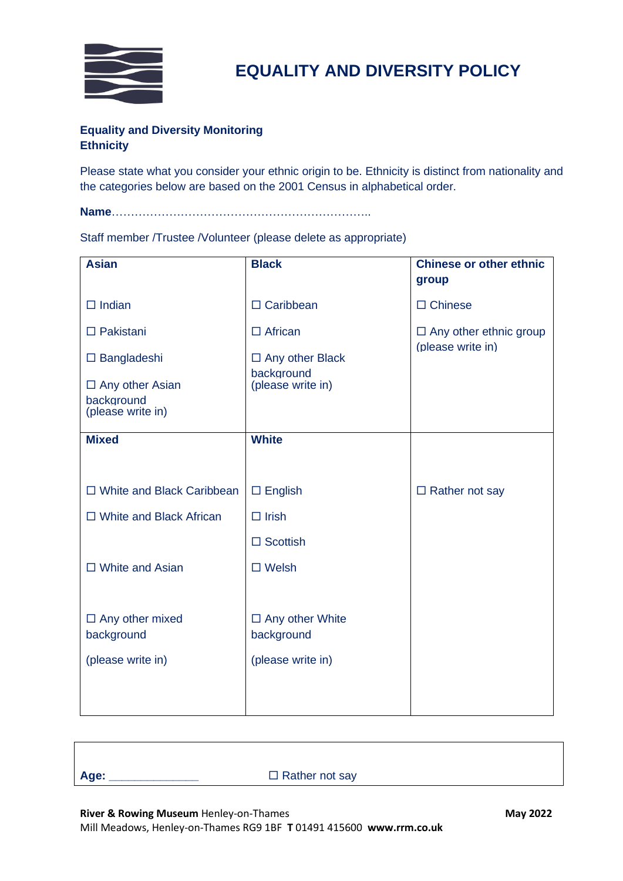# EQUALITY AND DIVERSITY POLICY

**Equality and Diversity Monitoring**
**Ethnicity**

Please state what you consider your ethnic origin to be. Ethnicity is distinct from nationality and the categories below are based on the 2001 Census in alphabetical order.

**Name**…………………………………………………………..

Staff member /Trustee /Volunteer (please delete as appropriate)

| **Asian** | **Black** | **Chinese or other ethnic group** |
|---|---|---|
| ☐ Indian<br>☐ Pakistani<br>☐ Bangladeshi<br>☐ Any other Asian background (please write in) | ☐ Caribbean<br>☐ African<br>☐ Any other Black background (please write in) | ☐ Chinese<br>☐ Any other ethnic group (please write in) |
| **Mixed** | **White** | |
| ☐ White and Black Caribbean<br>☐ White and Black African<br>☐ White and Asian<br>☐ Any other mixed background<br>(please write in) | ☐ English<br>☐ Irish<br>☐ Scottish<br>☐ Welsh<br>☐ Any other White background<br>(please write in) | ☐ Rather not say |

**Age:** ______________ ☐ Rather not say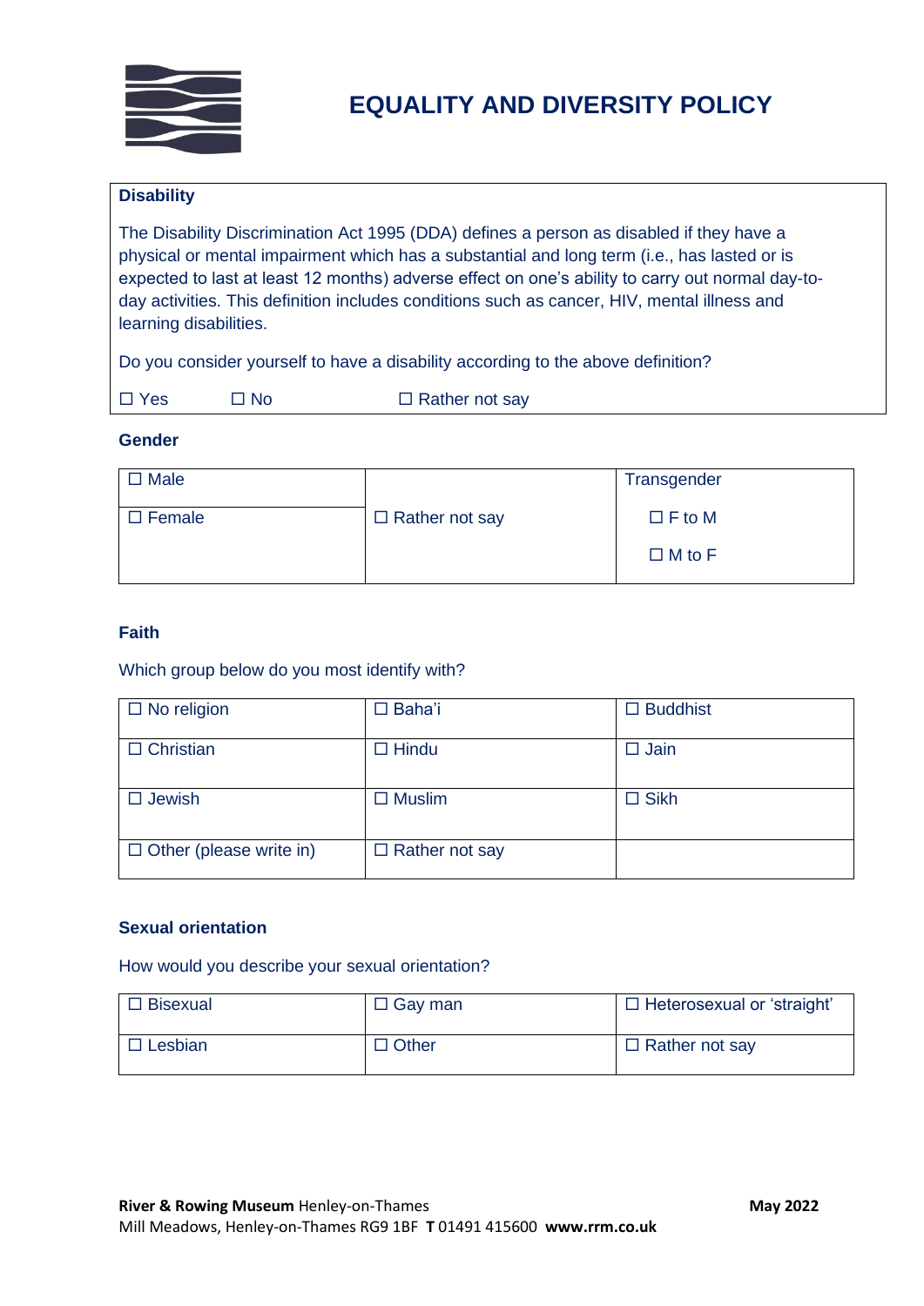# EQUALITY AND DIVERSITY POLICY

**Disability**

The Disability Discrimination Act 1995 (DDA) defines a person as disabled if they have a physical or mental impairment which has a substantial and long term (i.e., has lasted or is expected to last at least 12 months) adverse effect on one's ability to carry out normal day-to-day activities. This definition includes conditions such as cancer, HIV, mental illness and learning disabilities.

Do you consider yourself to have a disability according to the above definition?

☐ Yes ☐ No ☐ Rather not say

**Gender**

| | | |
|---|---|---|
| ☐ Male | | Transgender |
| ☐ Female | ☐ Rather not say | ☐ F to M<br>☐ M to F |

**Faith**

Which group below do you most identify with?

| | | |
|---|---|---|
| ☐ No religion | ☐ Baha'i | ☐ Buddhist |
| ☐ Christian | ☐ Hindu | ☐ Jain |
| ☐ Jewish | ☐ Muslim | ☐ Sikh |
| ☐ Other (please write in) | ☐ Rather not say | |

**Sexual orientation**

How would you describe your sexual orientation?

| | | |
|---|---|---|
| ☐ Bisexual | ☐ Gay man | ☐ Heterosexual or 'straight' |
| ☐ Lesbian | ☐ Other | ☐ Rather not say |

**River & Rowing Museum** Henley-on-Thames
Mill Meadows, Henley-on-Thames RG9 1BF **T** 01491 415600 **www.rrm.co.uk**

**May 2022**